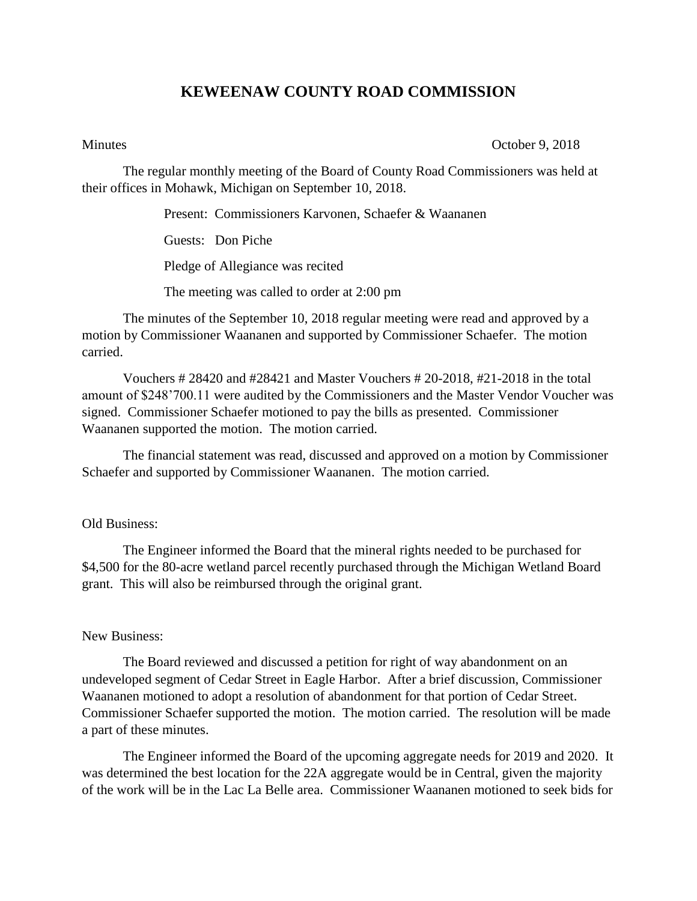# KEWEENAW COUNTY ROAD COMMISSION

Minutes October 9, 2018

The regular monthly meeting of the Board of County Road Commissioners was held at their offices in Mohawk, Michigan on September 10, 2018.

Present: Commissioners Karvonen, Schaefer & Waananen

Guests: Don Piche

Pledge of Allegiance was recited

The meeting was called to order at 2:00 pm

The minutes of the September 10, 2018 regular meeting were read and approved by a motion by Commissioner Waananen and supported by Commissioner Schaefer. The motion carried.

Vouchers # 28420 and #28421 and Master Vouchers # 20-2018, #21-2018 in the total amount of $248’700.11 were audited by the Commissioners and the Master Vendor Voucher was signed. Commissioner Schaefer motioned to pay the bills as presented. Commissioner Waananen supported the motion. The motion carried.

The financial statement was read, discussed and approved on a motion by Commissioner Schaefer and supported by Commissioner Waananen. The motion carried.

Old Business:

The Engineer informed the Board that the mineral rights needed to be purchased for $4,500 for the 80-acre wetland parcel recently purchased through the Michigan Wetland Board grant. This will also be reimbursed through the original grant.

New Business:

The Board reviewed and discussed a petition for right of way abandonment on an undeveloped segment of Cedar Street in Eagle Harbor. After a brief discussion, Commissioner Waananen motioned to adopt a resolution of abandonment for that portion of Cedar Street. Commissioner Schaefer supported the motion. The motion carried. The resolution will be made a part of these minutes.

The Engineer informed the Board of the upcoming aggregate needs for 2019 and 2020. It was determined the best location for the 22A aggregate would be in Central, given the majority of the work will be in the Lac La Belle area. Commissioner Waananen motioned to seek bids for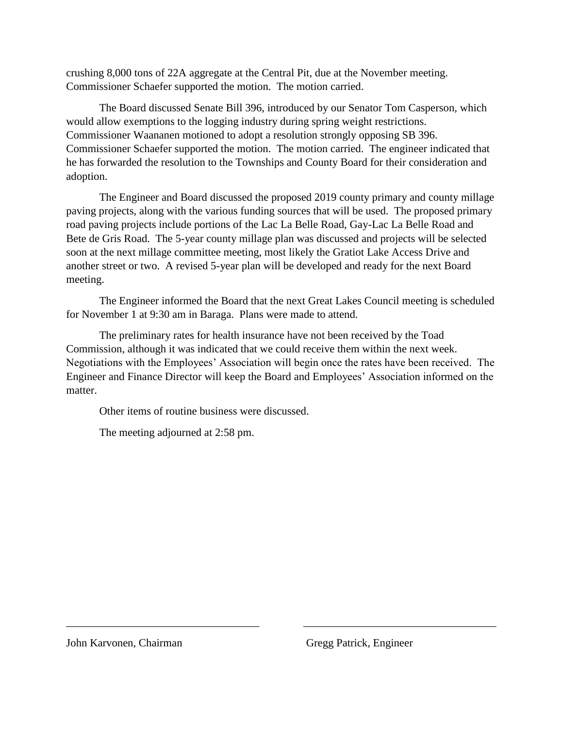crushing 8,000 tons of 22A aggregate at the Central Pit, due at the November meeting. Commissioner Schaefer supported the motion. The motion carried.

The Board discussed Senate Bill 396, introduced by our Senator Tom Casperson, which would allow exemptions to the logging industry during spring weight restrictions. Commissioner Waananen motioned to adopt a resolution strongly opposing SB 396. Commissioner Schaefer supported the motion. The motion carried. The engineer indicated that he has forwarded the resolution to the Townships and County Board for their consideration and adoption.

The Engineer and Board discussed the proposed 2019 county primary and county millage paving projects, along with the various funding sources that will be used. The proposed primary road paving projects include portions of the Lac La Belle Road, Gay-Lac La Belle Road and Bete de Gris Road. The 5-year county millage plan was discussed and projects will be selected soon at the next millage committee meeting, most likely the Gratiot Lake Access Drive and another street or two. A revised 5-year plan will be developed and ready for the next Board meeting.

The Engineer informed the Board that the next Great Lakes Council meeting is scheduled for November 1 at 9:30 am in Baraga. Plans were made to attend.

The preliminary rates for health insurance have not been received by the Toad Commission, although it was indicated that we could receive them within the next week. Negotiations with the Employees' Association will begin once the rates have been received. The Engineer and Finance Director will keep the Board and Employees' Association informed on the matter.

Other items of routine business were discussed.

The meeting adjourned at 2:58 pm.

\_\_\_\_\_\_\_\_\_\_\_\_\_\_\_\_\_\_\_\_\_\_\_\_\_\_\_\_\_\_\_\_\_\_\_ \_\_\_\_\_\_\_\_\_\_\_\_\_\_\_\_\_\_\_\_\_\_\_\_\_\_\_\_\_\_\_\_\_\_\_

John Karvonen, Chairman Gregg Patrick, Engineer